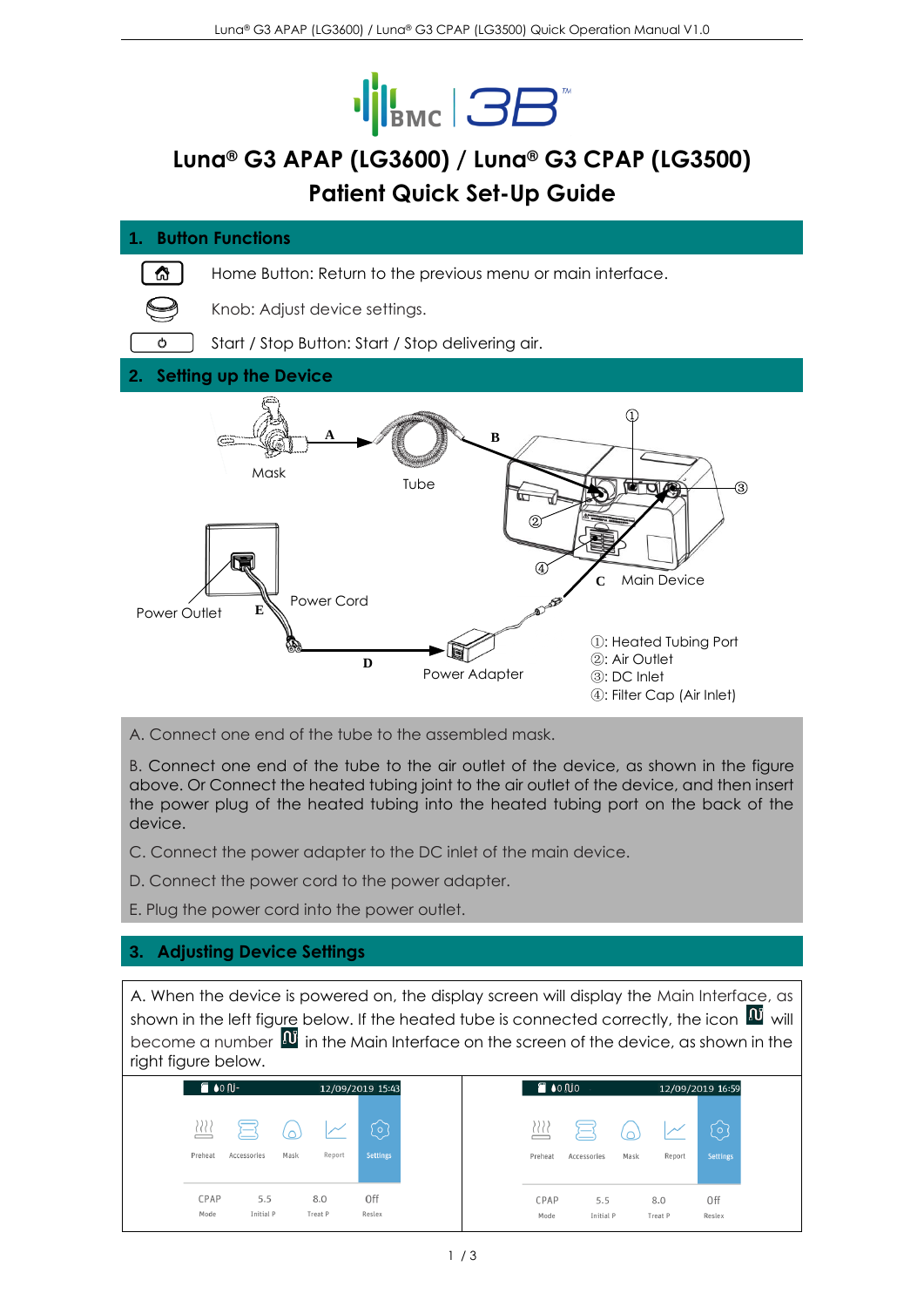# Luna® G3 APAP (LG3600) / Luna® G3 CPAP (LG3500)
# Patient Quick Set-Up Guide

## 1. Button Functions

Home Button: Return to the previous menu or main interface.

Knob: Adjust device settings.

Start / Stop Button: Start / Stop delivering air.

## 2. Setting up the Device

Mask

A

Tube

B

①

③

②

④

C Main Device

Power Outlet

E

Power Cord

D

Power Adapter

①: Heated Tubing Port
②: Air Outlet
③: DC Inlet
④: Filter Cap (Air Inlet)

A. Connect one end of the tube to the assembled mask.

B. Connect one end of the tube to the air outlet of the device, as shown in the figure above. Or Connect the heated tubing joint to the air outlet of the device, and then insert the power plug of the heated tubing into the heated tubing port on the back of the device.

C. Connect the power adapter to the DC inlet of the main device.

D. Connect the power cord to the power adapter.

E. Plug the power cord into the power outlet.

## 3. Adjusting Device Settings

A. When the device is powered on, the display screen will display the Main Interface, as shown in the left figure below. If the heated tube is connected correctly, the icon will become a number in the Main Interface on the screen of the device, as shown in the right figure below.

0 - 12/09/2019 15:43

Preheat Accessories Mask Report Settings

CPAP Mode 5.5 Initial P 8.0 Treat P Off Reslex

0 0 12/09/2019 16:59

Preheat Accessories Mask Report Settings

CPAP Mode 5.5 Initial P 8.0 Treat P Off Reslex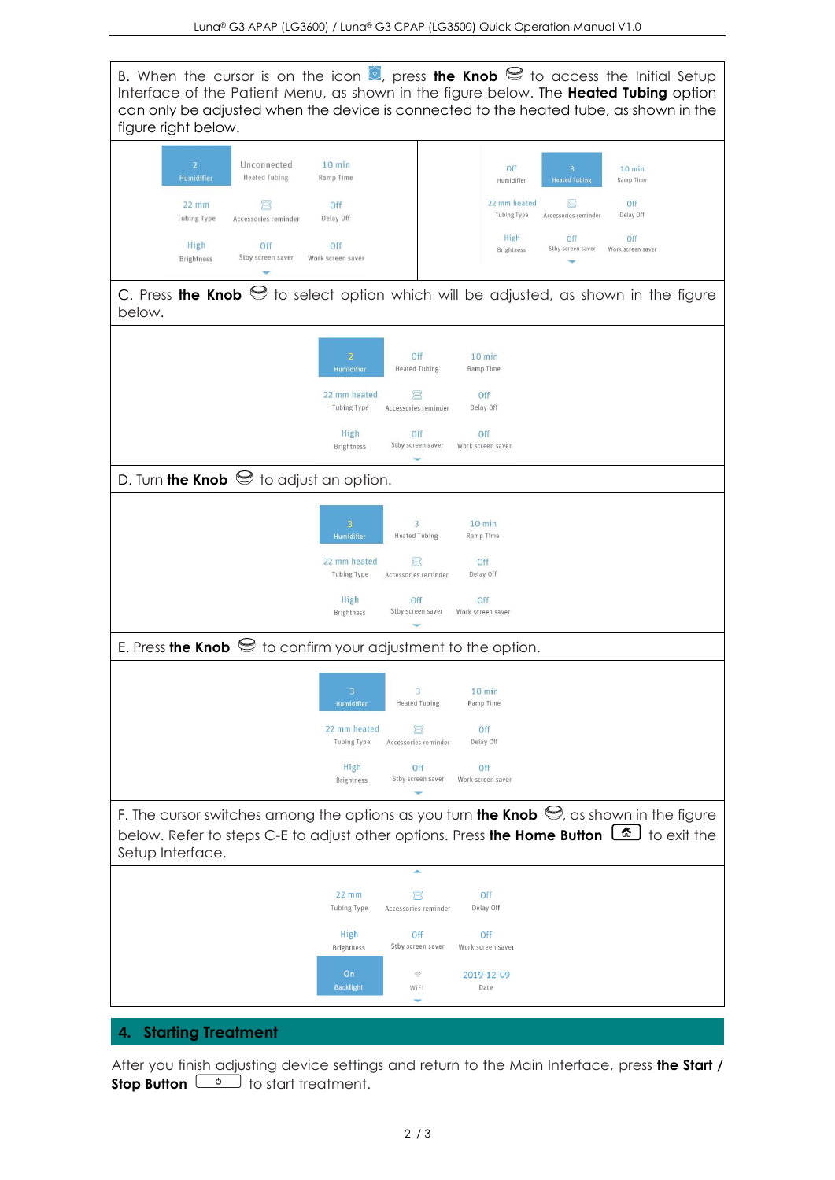B. When the cursor is on the icon, press **the Knob** to access the Initial Setup Interface of the Patient Menu, as shown in the figure below. The **Heated Tubing** option can only be adjusted when the device is connected to the heated tube, as shown in the figure right below.

| | | | | | |
|---|---|---|---|---|---|
| 2<br>Humidifier | Unconnected<br>Heated Tubing | 10 min<br>Ramp Time | Off<br>Humidifier | 3<br>Heated Tubing | 10 min<br>Ramp Time |
| 22 mm<br>Tubing Type | Accessories reminder | Off<br>Delay Off | 22 mm heated<br>Tubing Type | Accessories reminder | Off<br>Delay Off |
| High<br>Brightness | Off<br>Stby screen saver | Off<br>Work screen saver | High<br>Brightness | Off<br>Stby screen saver | Off<br>Work screen saver |

C. Press **the Knob** to select option which will be adjusted, as shown in the figure below.

| | | |
|---|---|---|
| 2<br>Humidifier | Off<br>Heated Tubing | 10 min<br>Ramp Time |
| 22 mm heated<br>Tubing Type | Accessories reminder | Off<br>Delay Off |
| High<br>Brightness | Off<br>Stby screen saver | Off<br>Work screen saver |

D. Turn **the Knob** to adjust an option.

| | | |
|---|---|---|
| 3<br>Humidifier | 3<br>Heated Tubing | 10 min<br>Ramp Time |
| 22 mm heated<br>Tubing Type | Accessories reminder | Off<br>Delay Off |
| High<br>Brightness | Off<br>Stby screen saver | Off<br>Work screen saver |

E. Press **the Knob** to confirm your adjustment to the option.

| | | |
|---|---|---|
| 3<br>Humidifier | 3<br>Heated Tubing | 10 min<br>Ramp Time |
| 22 mm heated<br>Tubing Type | Accessories reminder | Off<br>Delay Off |
| High<br>Brightness | Off<br>Stby screen saver | Off<br>Work screen saver |

F. The cursor switches among the options as you turn **the Knob**, as shown in the figure below. Refer to steps C-E to adjust other options. Press **the Home Button** to exit the Setup Interface.

| | | |
|---|---|---|
| 22 mm<br>Tubing Type | Accessories reminder | Off<br>Delay Off |
| High<br>Brightness | Off<br>Stby screen saver | Off<br>Work screen saver |
| On<br>Backlight | WiFi | 2019-12-09<br>Date |

## 4. Starting Treatment

After you finish adjusting device settings and return to the Main Interface, press **the Start / Stop Button** to start treatment.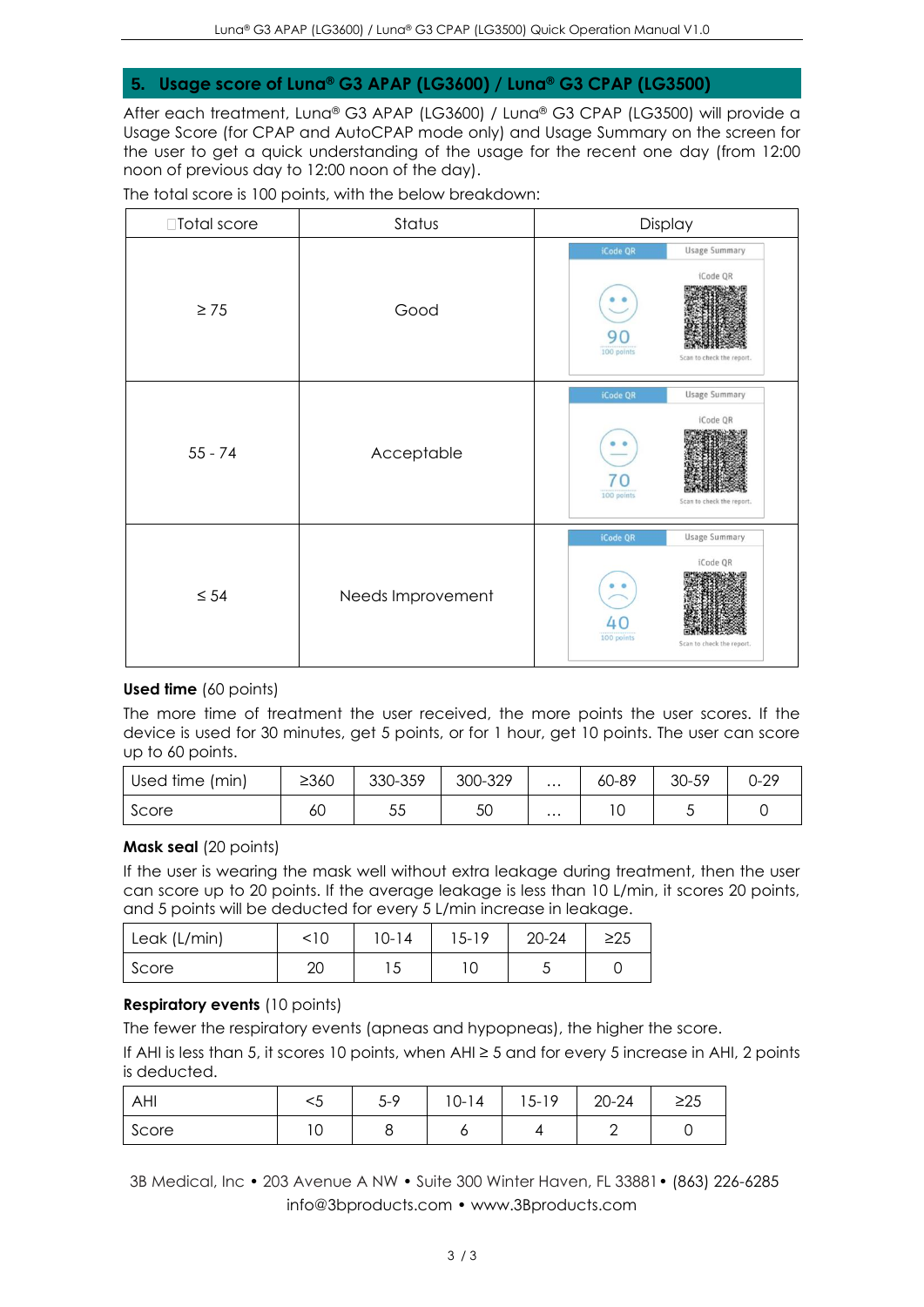## 5. Usage score of Luna® G3 APAP (LG3600) / Luna® G3 CPAP (LG3500)

After each treatment, Luna® G3 APAP (LG3600) / Luna® G3 CPAP (LG3500) will provide a Usage Score (for CPAP and AutoCPAP mode only) and Usage Summary on the screen for the user to get a quick understanding of the usage for the recent one day (from 12:00 noon of previous day to 12:00 noon of the day).

The total score is 100 points, with the below breakdown:

| Total score | Status | Display |
|---|---|---|
| ≥ 75 | Good | iCode QR / Usage Summary — 90 100 points — iCode QR — Scan to check the report. |
| 55 - 74 | Acceptable | iCode QR / Usage Summary — 70 100 points — iCode QR — Scan to check the report. |
| ≤ 54 | Needs Improvement | iCode QR / Usage Summary — 40 100 points — iCode QR — Scan to check the report. |

**Used time** (60 points)

The more time of treatment the user received, the more points the user scores. If the device is used for 30 minutes, get 5 points, or for 1 hour, get 10 points. The user can score up to 60 points.

| Used time (min) | ≥360 | 330-359 | 300-329 | … | 60-89 | 30-59 | 0-29 |
|---|---|---|---|---|---|---|---|
| Score | 60 | 55 | 50 | … | 10 | 5 | 0 |

**Mask seal** (20 points)

If the user is wearing the mask well without extra leakage during treatment, then the user can score up to 20 points. If the average leakage is less than 10 L/min, it scores 20 points, and 5 points will be deducted for every 5 L/min increase in leakage.

| Leak (L/min) | <10 | 10-14 | 15-19 | 20-24 | ≥25 |
|---|---|---|---|---|---|
| Score | 20 | 15 | 10 | 5 | 0 |

**Respiratory events** (10 points)

The fewer the respiratory events (apneas and hypopneas), the higher the score.

If AHI is less than 5, it scores 10 points, when AHI ≥ 5 and for every 5 increase in AHI, 2 points is deducted.

| AHI | <5 | 5-9 | 10-14 | 15-19 | 20-24 | ≥25 |
|---|---|---|---|---|---|---|
| Score | 10 | 8 | 6 | 4 | 2 | 0 |

3B Medical, Inc • 203 Avenue A NW • Suite 300 Winter Haven, FL 33881 • (863) 226-6285
info@3bproducts.com • www.3Bproducts.com